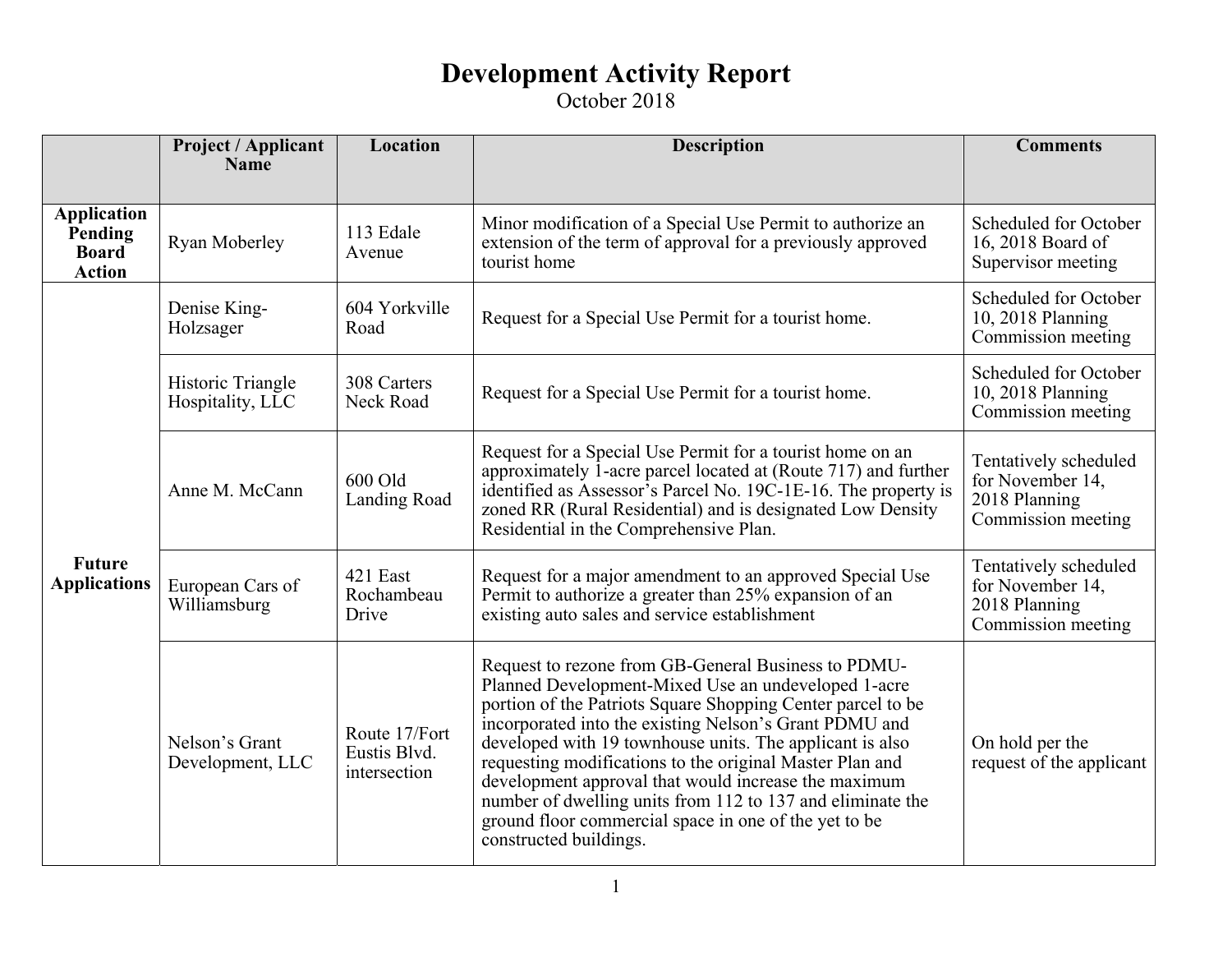# Development Activity Report

October 2018

| | Project / Applicant Name | Location | Description | Comments |
|---|---|---|---|---|
| **Application Pending Board Action** | Ryan Moberley | 113 Edale Avenue | Minor modification of a Special Use Permit to authorize an extension of the term of approval for a previously approved tourist home | Scheduled for October 16, 2018 Board of Supervisor meeting |
| **Future Applications** | Denise King-Holzsager | 604 Yorkville Road | Request for a Special Use Permit for a tourist home. | Scheduled for October 10, 2018 Planning Commission meeting |
| | Historic Triangle Hospitality, LLC | 308 Carters Neck Road | Request for a Special Use Permit for a tourist home. | Scheduled for October 10, 2018 Planning Commission meeting |
| | Anne M. McCann | 600 Old Landing Road | Request for a Special Use Permit for a tourist home on an approximately 1-acre parcel located at (Route 717) and further identified as Assessor's Parcel No. 19C-1E-16. The property is zoned RR (Rural Residential) and is designated Low Density Residential in the Comprehensive Plan. | Tentatively scheduled for November 14, 2018 Planning Commission meeting |
| | European Cars of Williamsburg | 421 East Rochambeau Drive | Request for a major amendment to an approved Special Use Permit to authorize a greater than 25% expansion of an existing auto sales and service establishment | Tentatively scheduled for November 14, 2018 Planning Commission meeting |
| | Nelson's Grant Development, LLC | Route 17/Fort Eustis Blvd. intersection | Request to rezone from GB-General Business to PDMU-Planned Development-Mixed Use an undeveloped 1-acre portion of the Patriots Square Shopping Center parcel to be incorporated into the existing Nelson's Grant PDMU and developed with 19 townhouse units. The applicant is also requesting modifications to the original Master Plan and development approval that would increase the maximum number of dwelling units from 112 to 137 and eliminate the ground floor commercial space in one of the yet to be constructed buildings. | On hold per the request of the applicant |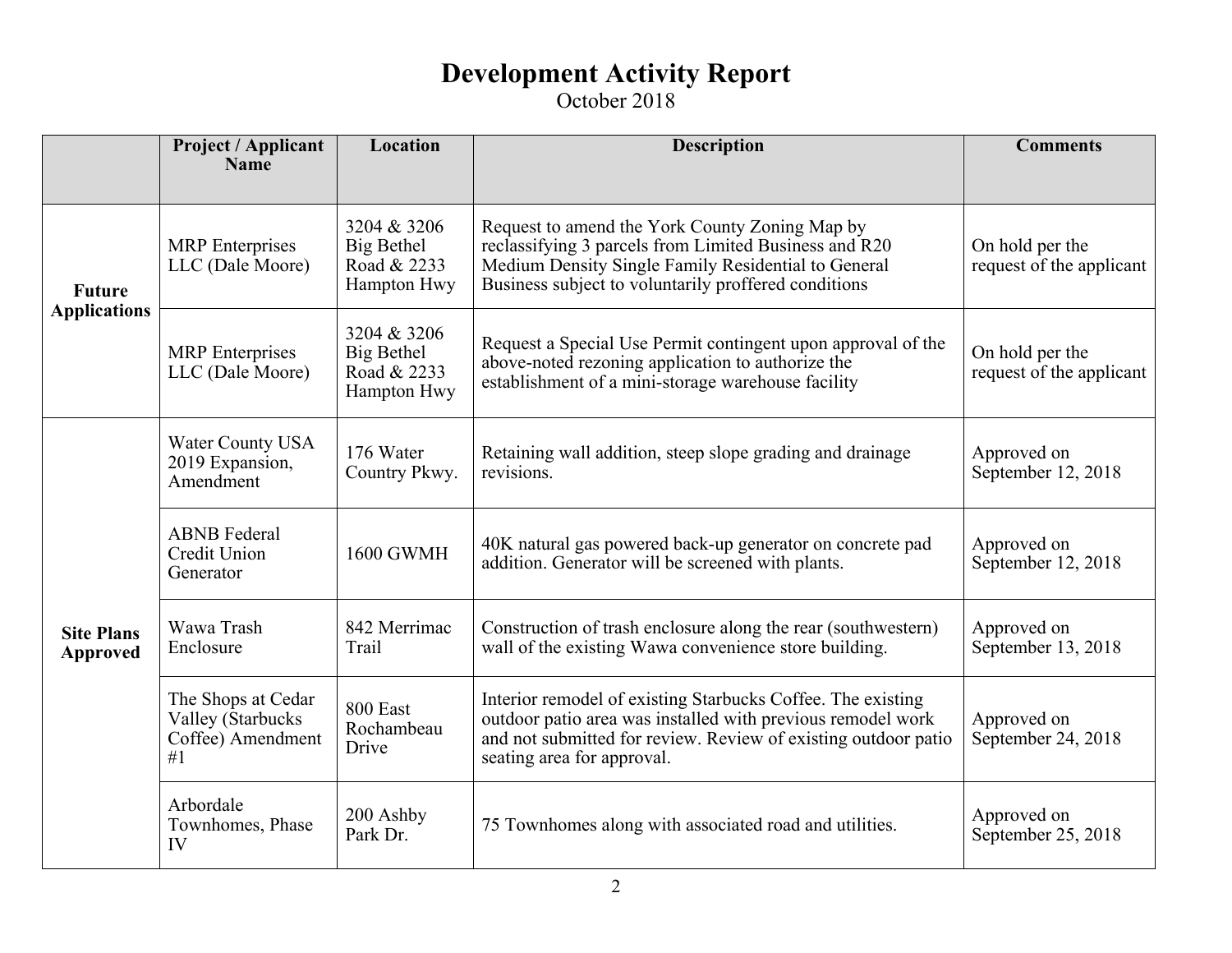# Development Activity Report

October 2018

| | Project / Applicant Name | Location | Description | Comments |
|---|---|---|---|---|
| **Future Applications** | MRP Enterprises LLC (Dale Moore) | 3204 & 3206 Big Bethel Road & 2233 Hampton Hwy | Request to amend the York County Zoning Map by reclassifying 3 parcels from Limited Business and R20 Medium Density Single Family Residential to General Business subject to voluntarily proffered conditions | On hold per the request of the applicant |
| | MRP Enterprises LLC (Dale Moore) | 3204 & 3206 Big Bethel Road & 2233 Hampton Hwy | Request a Special Use Permit contingent upon approval of the above-noted rezoning application to authorize the establishment of a mini-storage warehouse facility | On hold per the request of the applicant |
| **Site Plans Approved** | Water County USA 2019 Expansion, Amendment | 176 Water Country Pkwy. | Retaining wall addition, steep slope grading and drainage revisions. | Approved on September 12, 2018 |
| | ABNB Federal Credit Union Generator | 1600 GWMH | 40K natural gas powered back-up generator on concrete pad addition. Generator will be screened with plants. | Approved on September 12, 2018 |
| | Wawa Trash Enclosure | 842 Merrimac Trail | Construction of trash enclosure along the rear (southwestern) wall of the existing Wawa convenience store building. | Approved on September 13, 2018 |
| | The Shops at Cedar Valley (Starbucks Coffee) Amendment #1 | 800 East Rochambeau Drive | Interior remodel of existing Starbucks Coffee. The existing outdoor patio area was installed with previous remodel work and not submitted for review. Review of existing outdoor patio seating area for approval. | Approved on September 24, 2018 |
| | Arbordale Townhomes, Phase IV | 200 Ashby Park Dr. | 75 Townhomes along with associated road and utilities. | Approved on September 25, 2018 |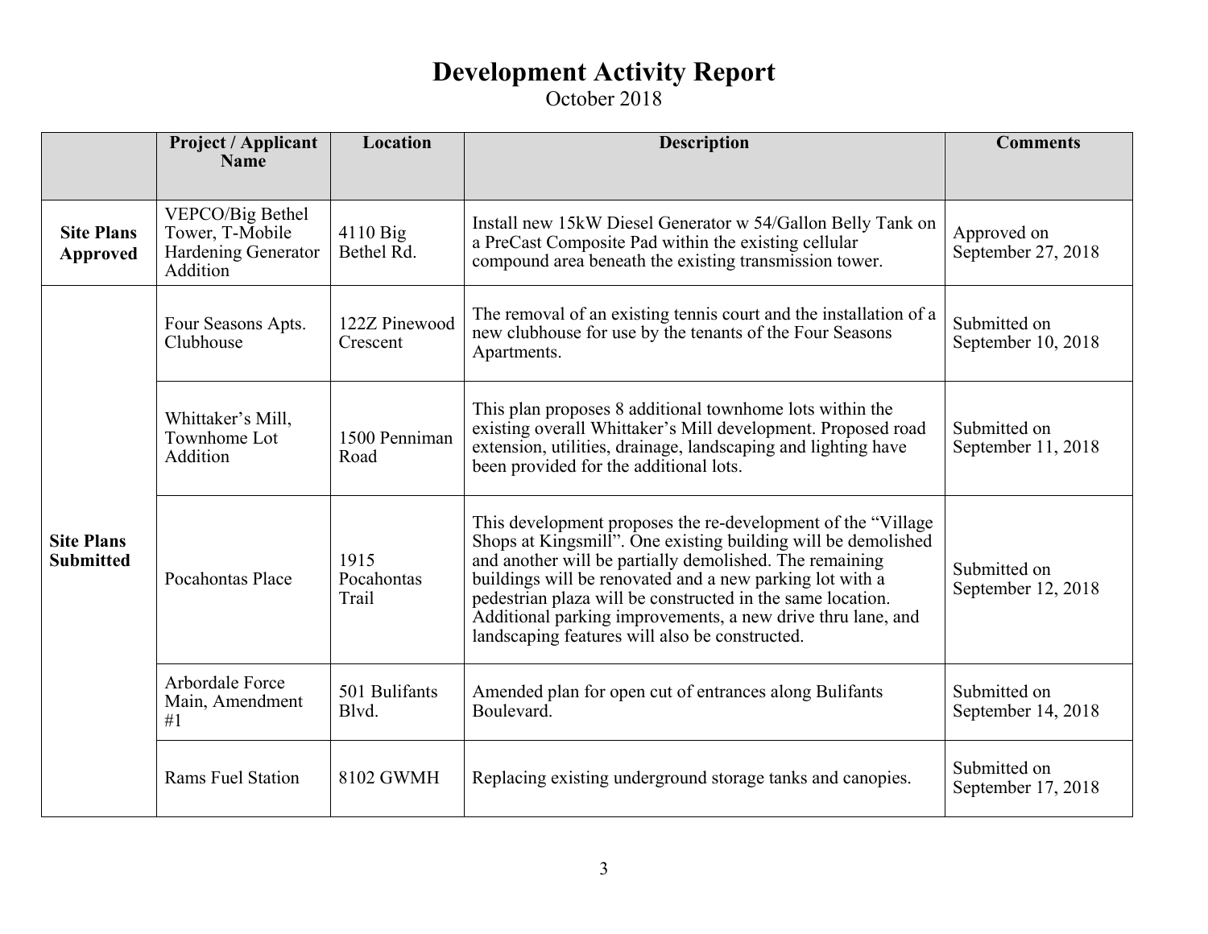# Development Activity Report

October 2018

| | Project / Applicant Name | Location | Description | Comments |
|---|---|---|---|---|
| **Site Plans Approved** | VEPCO/Big Bethel Tower, T-Mobile Hardening Generator Addition | 4110 Big Bethel Rd. | Install new 15kW Diesel Generator w 54/Gallon Belly Tank on a PreCast Composite Pad within the existing cellular compound area beneath the existing transmission tower. | Approved on September 27, 2018 |
| **Site Plans Submitted** | Four Seasons Apts. Clubhouse | 122Z Pinewood Crescent | The removal of an existing tennis court and the installation of a new clubhouse for use by the tenants of the Four Seasons Apartments. | Submitted on September 10, 2018 |
| | Whittaker's Mill, Townhome Lot Addition | 1500 Penniman Road | This plan proposes 8 additional townhome lots within the existing overall Whittaker's Mill development. Proposed road extension, utilities, drainage, landscaping and lighting have been provided for the additional lots. | Submitted on September 11, 2018 |
| | Pocahontas Place | 1915 Pocahontas Trail | This development proposes the re-development of the "Village Shops at Kingsmill". One existing building will be demolished and another will be partially demolished. The remaining buildings will be renovated and a new parking lot with a pedestrian plaza will be constructed in the same location. Additional parking improvements, a new drive thru lane, and landscaping features will also be constructed. | Submitted on September 12, 2018 |
| | Arbordale Force Main, Amendment #1 | 501 Bulifants Blvd. | Amended plan for open cut of entrances along Bulifants Boulevard. | Submitted on September 14, 2018 |
| | Rams Fuel Station | 8102 GWMH | Replacing existing underground storage tanks and canopies. | Submitted on September 17, 2018 |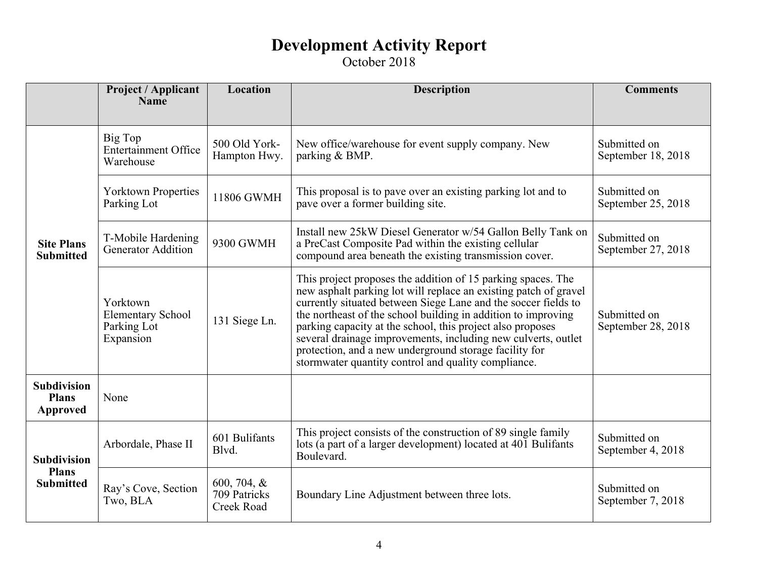# Development Activity Report

October 2018

| | Project / Applicant Name | Location | Description | Comments |
|---|---|---|---|---|
| **Site Plans Submitted** | Big Top Entertainment Office Warehouse | 500 Old York-Hampton Hwy. | New office/warehouse for event supply company. New parking & BMP. | Submitted on September 18, 2018 |
| | Yorktown Properties Parking Lot | 11806 GWMH | This proposal is to pave over an existing parking lot and to pave over a former building site. | Submitted on September 25, 2018 |
| | T-Mobile Hardening Generator Addition | 9300 GWMH | Install new 25kW Diesel Generator w/54 Gallon Belly Tank on a PreCast Composite Pad within the existing cellular compound area beneath the existing transmission cover. | Submitted on September 27, 2018 |
| | Yorktown Elementary School Parking Lot Expansion | 131 Siege Ln. | This project proposes the addition of 15 parking spaces. The new asphalt parking lot will replace an existing patch of gravel currently situated between Siege Lane and the soccer fields to the northeast of the school building in addition to improving parking capacity at the school, this project also proposes several drainage improvements, including new culverts, outlet protection, and a new underground storage facility for stormwater quantity control and quality compliance. | Submitted on September 28, 2018 |
| **Subdivision Plans Approved** | None | | | |
| **Subdivision Plans Submitted** | Arbordale, Phase II | 601 Bulifants Blvd. | This project consists of the construction of 89 single family lots (a part of a larger development) located at 401 Bulifants Boulevard. | Submitted on September 4, 2018 |
| | Ray's Cove, Section Two, BLA | 600, 704, & 709 Patricks Creek Road | Boundary Line Adjustment between three lots. | Submitted on September 7, 2018 |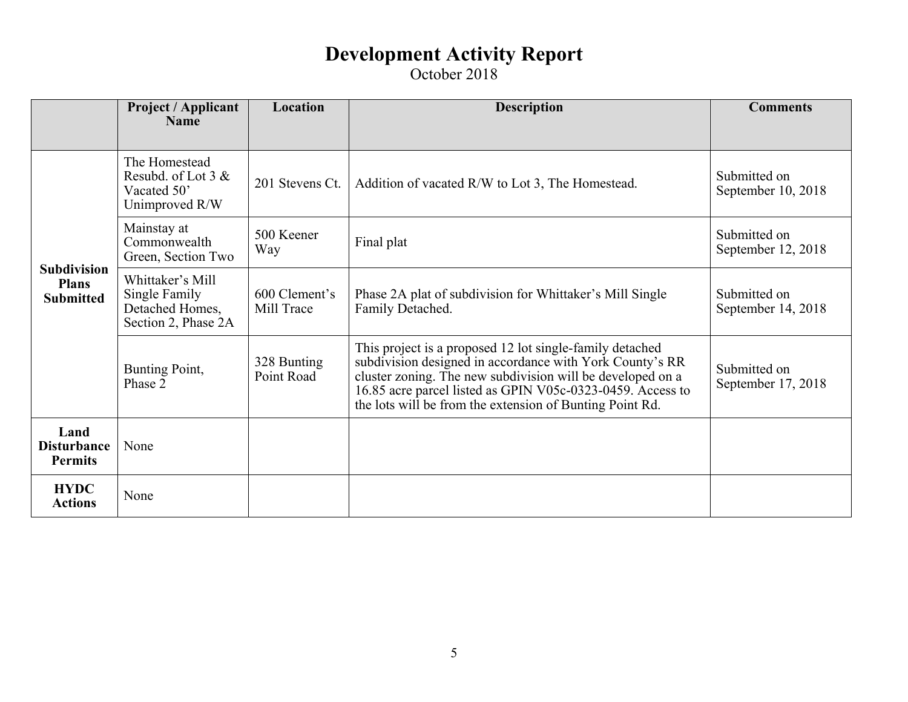# Development Activity Report

October 2018

| | Project / Applicant Name | Location | Description | Comments |
|---|---|---|---|---|
| **Subdivision Plans Submitted** | The Homestead Resubd. of Lot 3 & Vacated 50' Unimproved R/W | 201 Stevens Ct. | Addition of vacated R/W to Lot 3, The Homestead. | Submitted on September 10, 2018 |
| | Mainstay at Commonwealth Green, Section Two | 500 Keener Way | Final plat | Submitted on September 12, 2018 |
| | Whittaker's Mill Single Family Detached Homes, Section 2, Phase 2A | 600 Clement's Mill Trace | Phase 2A plat of subdivision for Whittaker's Mill Single Family Detached. | Submitted on September 14, 2018 |
| | Bunting Point, Phase 2 | 328 Bunting Point Road | This project is a proposed 12 lot single-family detached subdivision designed in accordance with York County's RR cluster zoning. The new subdivision will be developed on a 16.85 acre parcel listed as GPIN V05c-0323-0459. Access to the lots will be from the extension of Bunting Point Rd. | Submitted on September 17, 2018 |
| **Land Disturbance Permits** | None | | | |
| **HYDC Actions** | None | | | |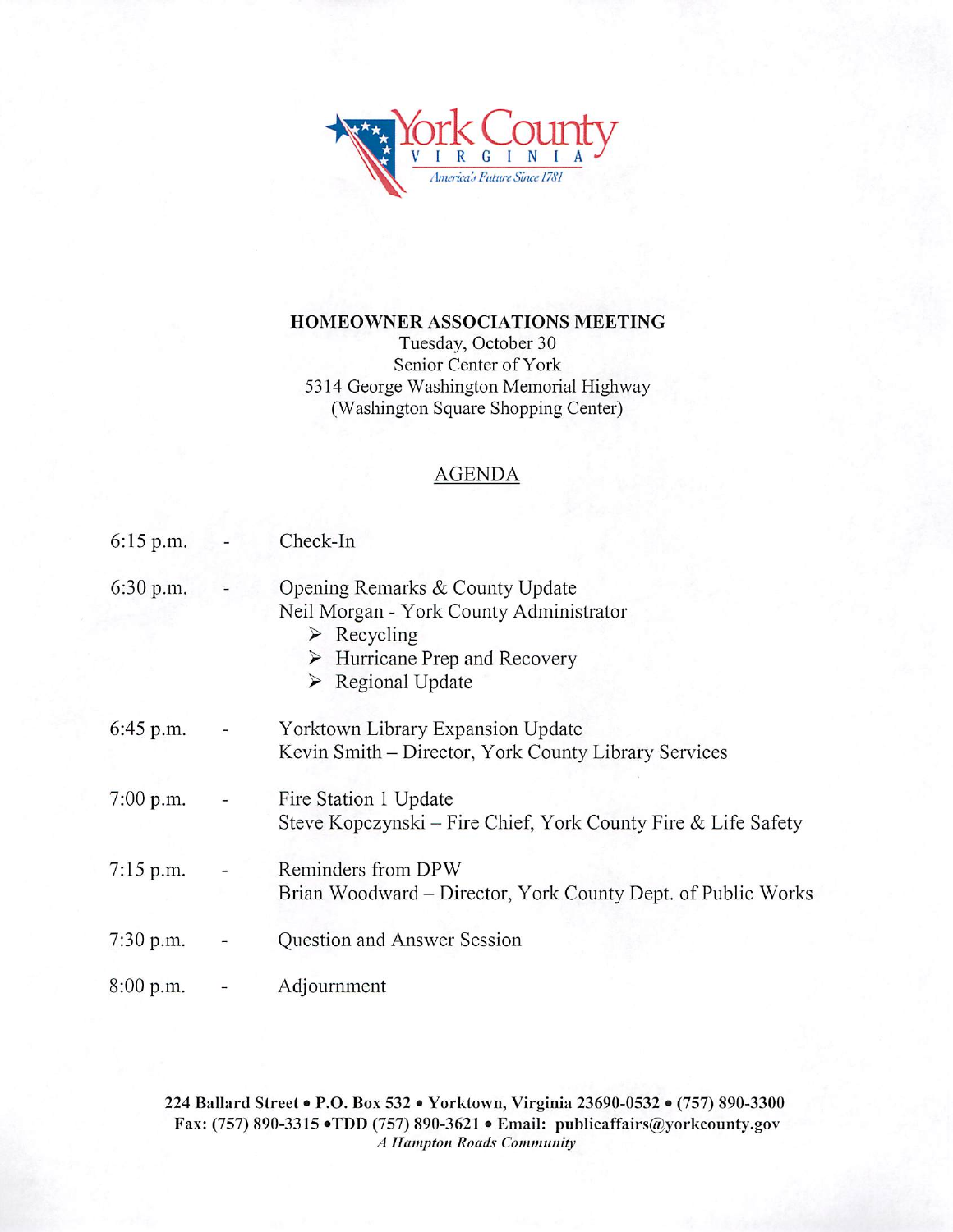York County
VIRGINIA
*America's Future Since 1781*

**HOMEOWNER ASSOCIATIONS MEETING**
Tuesday, October 30
Senior Center of York
5314 George Washington Memorial Highway
(Washington Square Shopping Center)

## AGENDA

6:15 p.m. - Check-In

6:30 p.m. - Opening Remarks & County Update
Neil Morgan - York County Administrator

- Recycling
- Hurricane Prep and Recovery
- Regional Update

6:45 p.m. - Yorktown Library Expansion Update
Kevin Smith – Director, York County Library Services

7:00 p.m. - Fire Station 1 Update
Steve Kopczynski – Fire Chief, York County Fire & Life Safety

7:15 p.m. - Reminders from DPW
Brian Woodward – Director, York County Dept. of Public Works

7:30 p.m. - Question and Answer Session

8:00 p.m. - Adjournment

**224 Ballard Street • P.O. Box 532 • Yorktown, Virginia 23690-0532 • (757) 890-3300**
**Fax: (757) 890-3315 •TDD (757) 890-3621 • Email: publicaffairs@yorkcounty.gov**
***A Hampton Roads Community***